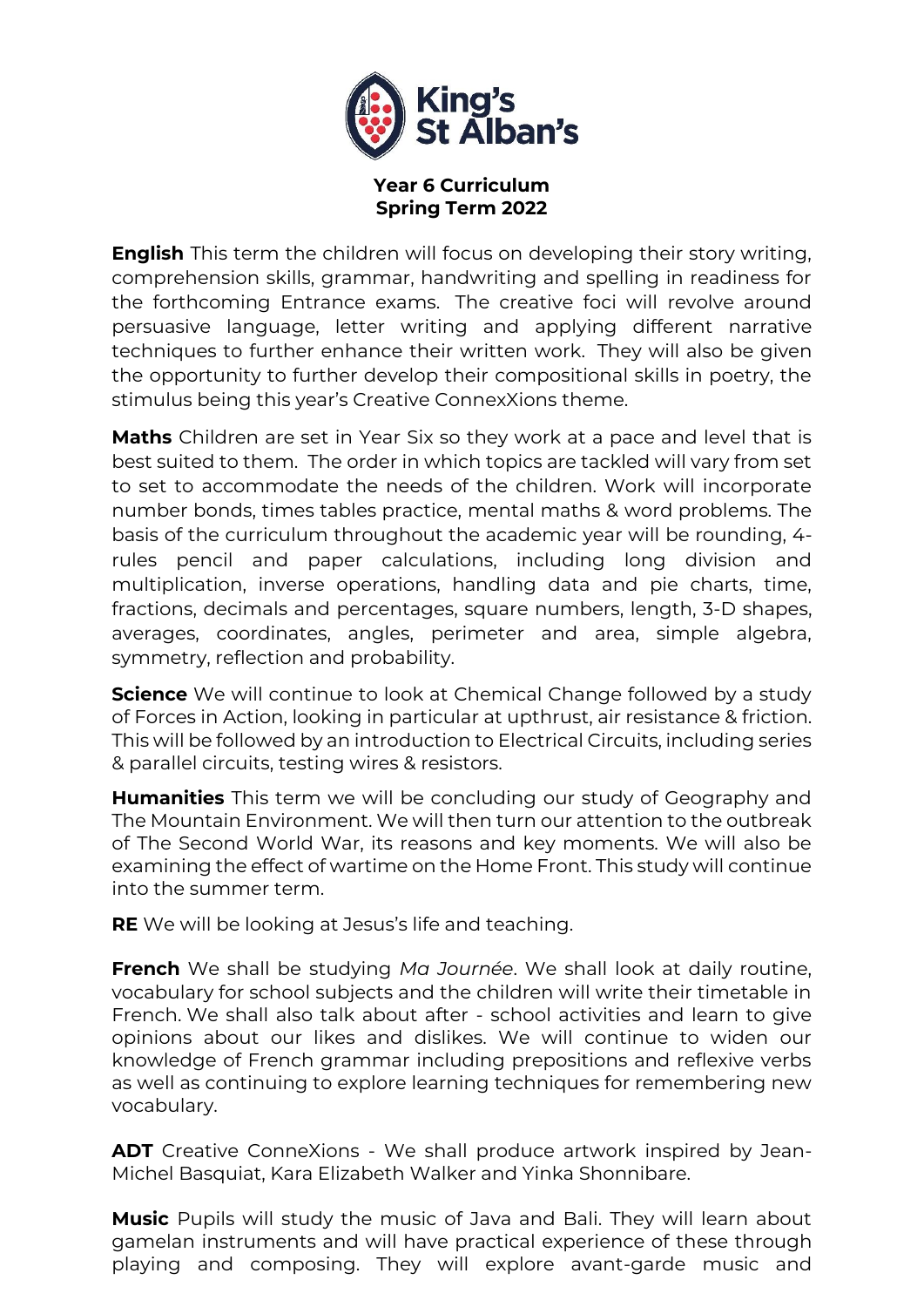King's St Alban's

# Year 6 Curriculum
## Spring Term 2022

**English** This term the children will focus on developing their story writing, comprehension skills, grammar, handwriting and spelling in readiness for the forthcoming Entrance exams. The creative foci will revolve around persuasive language, letter writing and applying different narrative techniques to further enhance their written work. They will also be given the opportunity to further develop their compositional skills in poetry, the stimulus being this year's Creative ConnexXions theme.

**Maths** Children are set in Year Six so they work at a pace and level that is best suited to them. The order in which topics are tackled will vary from set to set to accommodate the needs of the children. Work will incorporate number bonds, times tables practice, mental maths & word problems. The basis of the curriculum throughout the academic year will be rounding, 4-rules pencil and paper calculations, including long division and multiplication, inverse operations, handling data and pie charts, time, fractions, decimals and percentages, square numbers, length, 3-D shapes, averages, coordinates, angles, perimeter and area, simple algebra, symmetry, reflection and probability.

**Science** We will continue to look at Chemical Change followed by a study of Forces in Action, looking in particular at upthrust, air resistance & friction. This will be followed by an introduction to Electrical Circuits, including series & parallel circuits, testing wires & resistors.

**Humanities** This term we will be concluding our study of Geography and The Mountain Environment. We will then turn our attention to the outbreak of The Second World War, its reasons and key moments. We will also be examining the effect of wartime on the Home Front. This study will continue into the summer term.

**RE** We will be looking at Jesus's life and teaching.

**French** We shall be studying *Ma Journée*. We shall look at daily routine, vocabulary for school subjects and the children will write their timetable in French. We shall also talk about after - school activities and learn to give opinions about our likes and dislikes. We will continue to widen our knowledge of French grammar including prepositions and reflexive verbs as well as continuing to explore learning techniques for remembering new vocabulary.

**ADT** Creative ConneXions - We shall produce artwork inspired by Jean-Michel Basquiat, Kara Elizabeth Walker and Yinka Shonnibare.

**Music** Pupils will study the music of Java and Bali. They will learn about gamelan instruments and will have practical experience of these through playing and composing. They will explore avant-garde music and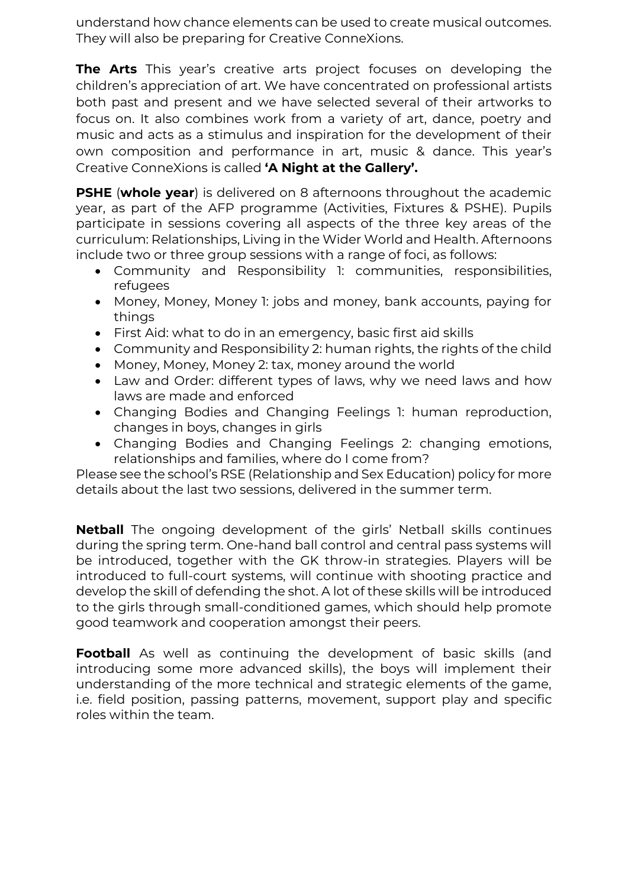understand how chance elements can be used to create musical outcomes. They will also be preparing for Creative ConneXions.

**The Arts** This year's creative arts project focuses on developing the children's appreciation of art. We have concentrated on professional artists both past and present and we have selected several of their artworks to focus on. It also combines work from a variety of art, dance, poetry and music and acts as a stimulus and inspiration for the development of their own composition and performance in art, music & dance. This year's Creative ConneXions is called **'A Night at the Gallery'.**

**PSHE** (**whole year**) is delivered on 8 afternoons throughout the academic year, as part of the AFP programme (Activities, Fixtures & PSHE). Pupils participate in sessions covering all aspects of the three key areas of the curriculum: Relationships, Living in the Wider World and Health. Afternoons include two or three group sessions with a range of foci, as follows:

- Community and Responsibility 1: communities, responsibilities, refugees
- Money, Money, Money 1: jobs and money, bank accounts, paying for things
- First Aid: what to do in an emergency, basic first aid skills
- Community and Responsibility 2: human rights, the rights of the child
- Money, Money, Money 2: tax, money around the world
- Law and Order: different types of laws, why we need laws and how laws are made and enforced
- Changing Bodies and Changing Feelings 1: human reproduction, changes in boys, changes in girls
- Changing Bodies and Changing Feelings 2: changing emotions, relationships and families, where do I come from?

Please see the school's RSE (Relationship and Sex Education) policy for more details about the last two sessions, delivered in the summer term.

**Netball** The ongoing development of the girls' Netball skills continues during the spring term. One-hand ball control and central pass systems will be introduced, together with the GK throw-in strategies. Players will be introduced to full-court systems, will continue with shooting practice and develop the skill of defending the shot. A lot of these skills will be introduced to the girls through small-conditioned games, which should help promote good teamwork and cooperation amongst their peers.

**Football** As well as continuing the development of basic skills (and introducing some more advanced skills), the boys will implement their understanding of the more technical and strategic elements of the game, i.e. field position, passing patterns, movement, support play and specific roles within the team.